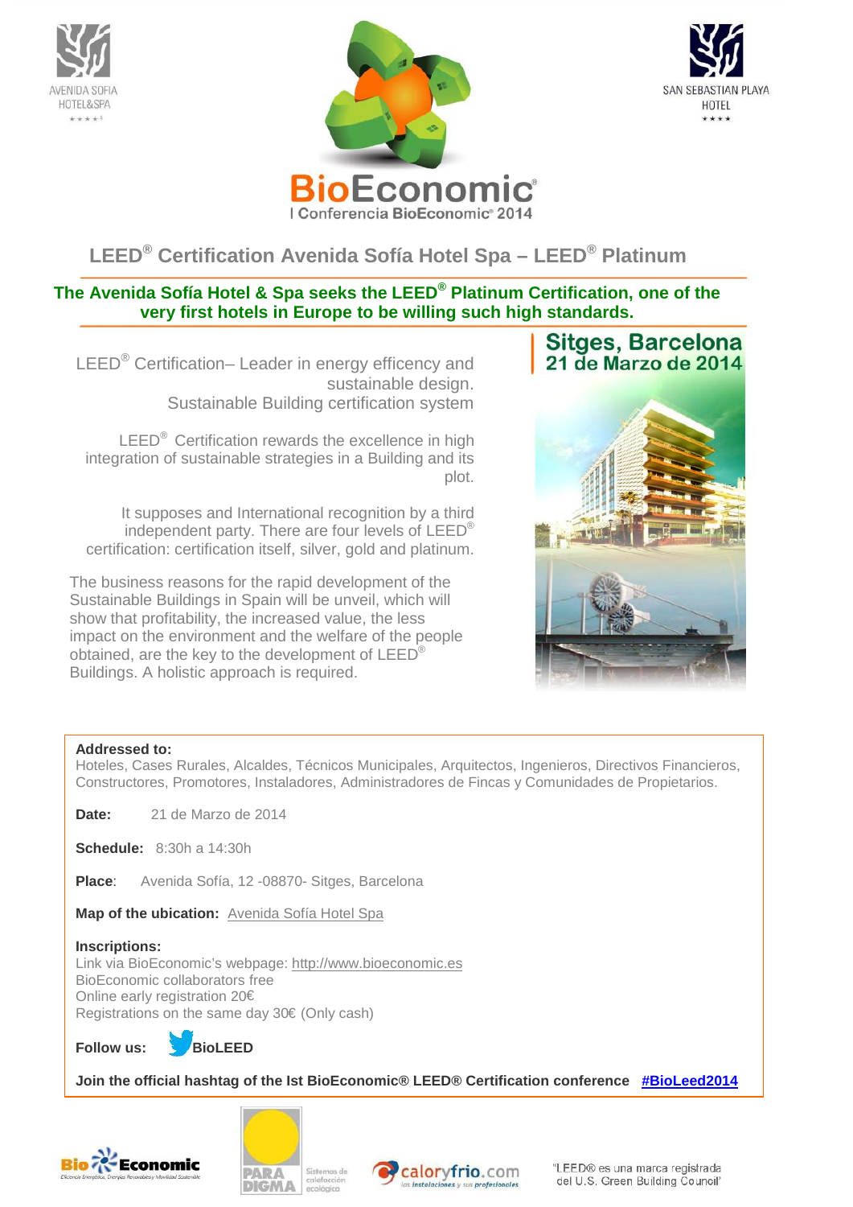AVENIDA SOFIA HOTEL&SPA

**BioEconomic®**
I Conferencia BioEconomic® 2014

SAN SEBASTIAN PLAYA HOTEL

## LEED® Certification Avenida Sofía Hotel Spa – LEED® Platinum

**The Avenida Sofía Hotel & Spa seeks the LEED® Platinum Certification, one of the very first hotels in Europe to be willing such high standards.**

**Sitges, Barcelona**
**21 de Marzo de 2014**

LEED® Certification– Leader in energy efficency and sustainable design.
Sustainable Building certification system

LEED® Certification rewards the excellence in high integration of sustainable strategies in a Building and its plot.

It supposes and International recognition by a third independent party. There are four levels of LEED® certification: certification itself, silver, gold and platinum.

The business reasons for the rapid development of the Sustainable Buildings in Spain will be unveil, which will show that profitability, the increased value, the less impact on the environment and the welfare of the people obtained, are the key to the development of LEED® Buildings. A holistic approach is required.

**Addressed to:**
Hoteles, Cases Rurales, Alcaldes, Técnicos Municipales, Arquitectos, Ingenieros, Directivos Financieros, Constructores, Promotores, Instaladores, Administradores de Fincas y Comunidades de Propietarios.

**Date:** 21 de Marzo de 2014

**Schedule:** 8:30h a 14:30h

**Place**: Avenida Sofía, 12 -08870- Sitges, Barcelona

**Map of the ubication:** Avenida Sofía Hotel Spa

**Inscriptions:**
Link via BioEconomic's webpage: http://www.bioeconomic.es
BioEconomic collaborators free
Online early registration 20€
Registrations on the same day 30€ (Only cash)

**Follow us:** **BioLEED**

**Join the official hashtag of the Ist BioEconomic® LEED® Certification conference** **#BioLeed2014**

BioEconomic — Eficiencia Energética, Energías Renovables y Movilidad Sostenible

PARADIGMA — Sistemas de calefacción ecológica

caloryfrio.com — las instalaciones y sus profesionales

"LEED® es una marca registrada del U.S. Green Building Council"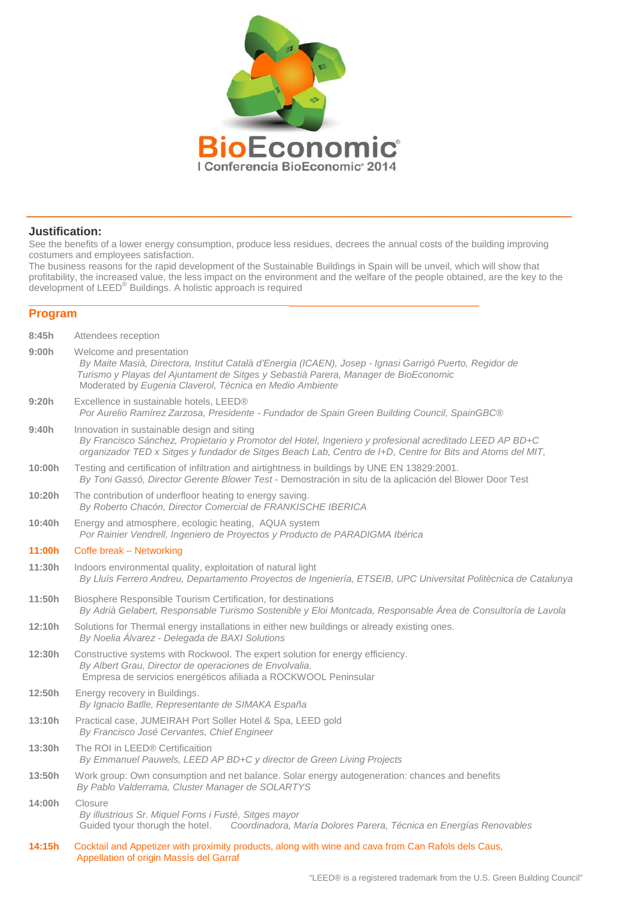BioEconomic®

I Conferencia BioEconomic® 2014

## Justification:

See the benefits of a lower energy consumption, produce less residues, decrees the annual costs of the building improving costumers and employees satisfaction.
The business reasons for the rapid development of the Sustainable Buildings in Spain will be unveil, which will show that profitability, the increased value, the less impact on the environment and the welfare of the people obtained, are the key to the development of LEED® Buildings. A holistic approach is required

## Program

**8:45h** Attendees reception

**9:00h** Welcome and presentation
*By Maite Masià, Directora, Institut Català d'Energia (ICAEN), Josep - Ignasi Garrigó Puerto, Regidor de Turismo y Playas del Ajuntament de Sitges y Sebastià Parera, Manager de BioEconomic*
Moderated by *Eugenia Claverol, Técnica en Medio Ambiente*

**9:20h** Excellence in sustainable hotels, LEED®
*Por Aurelio Ramírez Zarzosa, Presidente - Fundador de Spain Green Building Council, SpainGBC®*

**9:40h** Innovation in sustainable design and siting
*By Francisco Sánchez, Propietario y Promotor del Hotel, Ingeniero y profesional acreditado LEED AP BD+C organizador TED x Sitges y fundador de Sitges Beach Lab, Centro de I+D, Centre for Bits and Atoms del MIT,*

**10:00h** Testing and certification of infiltration and airtightness in buildings by UNE EN 13829:2001.
*By Toni Gassó, Director Gerente Blower Test* - Demostración in situ de la aplicación del Blower Door Test

**10:20h** The contribution of underfloor heating to energy saving.
*By Roberto Chacón, Director Comercial de FRANKISCHE IBERICA*

**10:40h** Energy and atmosphere, ecologic heating, AQUA system
*Por Rainier Vendrell, Ingeniero de Proyectos y Producto de PARADIGMA Ibérica*

**11:00h** Coffe break – Networking

**11:30h** Indoors environmental quality, exploitation of natural light
*By Lluís Ferrero Andreu, Departamento Proyectos de Ingeniería, ETSEIB, UPC Universitat Politècnica de Catalunya*

**11:50h** Biosphere Responsible Tourism Certification, for destinations
*By Adrià Gelabert, Responsable Turismo Sostenible y Eloi Montcada, Responsable Área de Consultoría de Lavola*

**12:10h** Solutions for Thermal energy installations in either new buildings or already existing ones.
*By Noelia Álvarez - Delegada de BAXI Solutions*

**12:30h** Constructive systems with Rockwool. The expert solution for energy efficiency.
*By Albert Grau, Director de operaciones de Envolvalia.*
Empresa de servicios energéticos afiliada a ROCKWOOL Peninsular

**12:50h** Energy recovery in Buildings.
*By Ignacio Batlle, Representante de SIMAKA España*

**13:10h** Practical case, JUMEIRAH Port Soller Hotel & Spa, LEED gold
*By Francisco José Cervantes, Chief Engineer*

**13:30h** The ROI in LEED® Certificaition
*By Emmanuel Pauwels, LEED AP BD+C y director de Green Living Projects*

**13:50h** Work group: Own consumption and net balance. Solar energy autogeneration: chances and benefits
*By Pablo Valderrama, Cluster Manager de SOLARTYS*

**14:00h** Closure
*By illustrious Sr. Miquel Forns i Fusté, Sitges mayor*
Guided tyour thorugh the hotel. *Coordinadora, María Dolores Parera, Técnica en Energías Renovables*

**14:15h** Cocktail and Appetizer with proximity products, along with wine and cava from Can Rafols dels Caus, Appellation of origin Massís del Garraf

"LEED® is a registered trademark from the U.S. Green Building Council"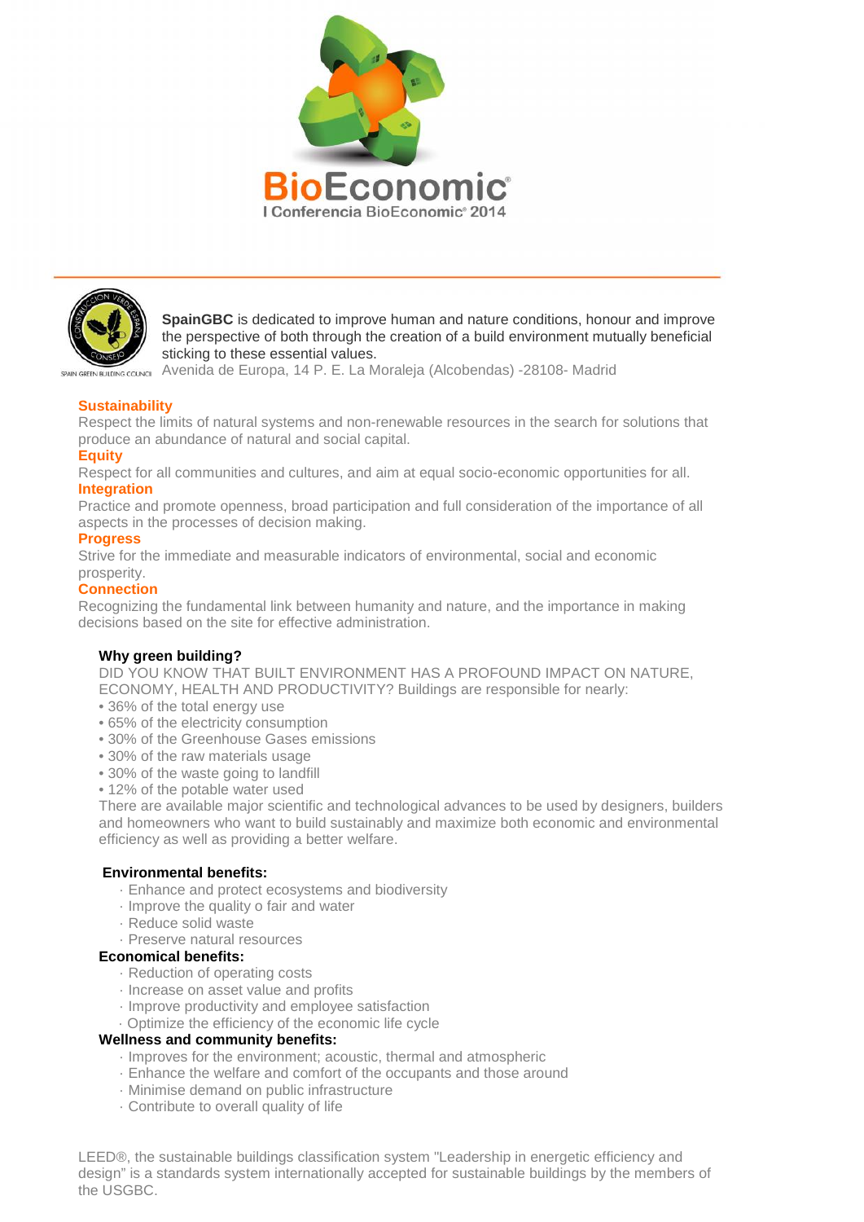BioEconomic®

I Conferencia BioEconomic® 2014

**SpainGBC** is dedicated to improve human and nature conditions, honour and improve the perspective of both through the creation of a build environment mutually beneficial sticking to these essential values.

Avenida de Europa, 14 P. E. La Moraleja (Alcobendas) -28108- Madrid

### Sustainability

Respect the limits of natural systems and non-renewable resources in the search for solutions that produce an abundance of natural and social capital.

### Equity

Respect for all communities and cultures, and aim at equal socio-economic opportunities for all.

### Integration

Practice and promote openness, broad participation and full consideration of the importance of all aspects in the processes of decision making.

### Progress

Strive for the immediate and measurable indicators of environmental, social and economic prosperity.

### Connection

Recognizing the fundamental link between humanity and nature, and the importance in making decisions based on the site for effective administration.

### Why green building?

DID YOU KNOW THAT BUILT ENVIRONMENT HAS A PROFOUND IMPACT ON NATURE, ECONOMY, HEALTH AND PRODUCTIVITY? Buildings are responsible for nearly:

- 36% of the total energy use
- 65% of the electricity consumption
- 30% of the Greenhouse Gases emissions
- 30% of the raw materials usage
- 30% of the waste going to landfill
- 12% of the potable water used

There are available major scientific and technological advances to be used by designers, builders and homeowners who want to build sustainably and maximize both economic and environmental efficiency as well as providing a better welfare.

**Environmental benefits:**

- Enhance and protect ecosystems and biodiversity
- Improve the quality o fair and water
- Reduce solid waste
- Preserve natural resources

**Economical benefits:**

- Reduction of operating costs
- Increase on asset value and profits
- Improve productivity and employee satisfaction
- Optimize the efficiency of the economic life cycle

**Wellness and community benefits:**

- Improves for the environment; acoustic, thermal and atmospheric
- Enhance the welfare and comfort of the occupants and those around
- Minimise demand on public infrastructure
- Contribute to overall quality of life

LEED®, the sustainable buildings classification system "Leadership in energetic efficiency and design" is a standards system internationally accepted for sustainable buildings by the members of the USGBC.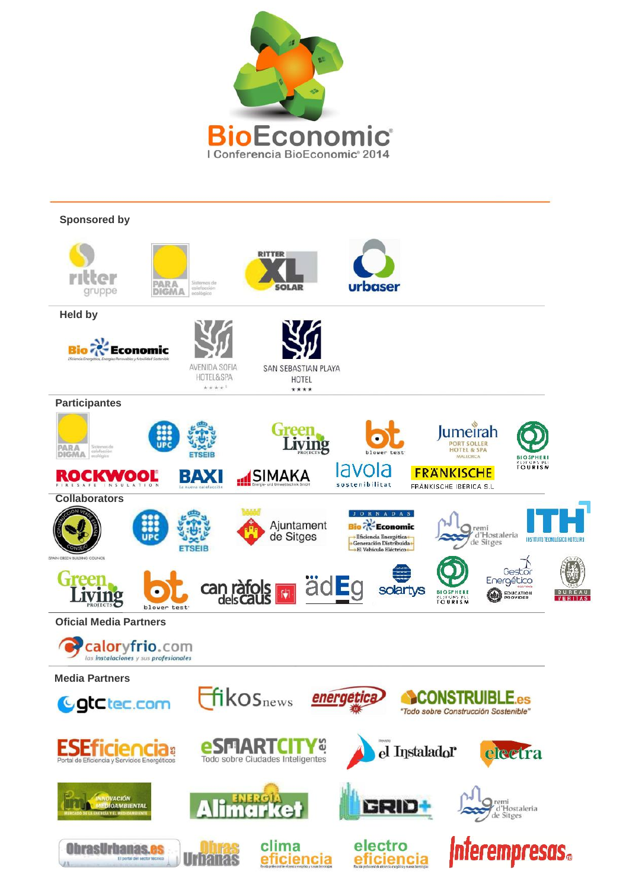# BioEconomic®

I Conferencia BioEconomic® 2014

## Sponsored by

ritter gruppe

PARA DIGMA Sistemas de calefacción ecológico

RITTER XL SOLAR

urbaser

## Held by

Bio Economic — Eficiencia Energética, Energías Renovables y Movilidad Sostenible

AVENIDA SOFIA HOTEL&SPA

SAN SEBASTIAN PLAYA HOTEL ★★★★

## Participantes

PARA DIGMA Sistemas de calefacción ecológico

UPC

ETSEIB

Green Living PROJECTS

bt blower test

Jumeirah PORT SOLLER HOTEL & SPA MALLORCA

BIOSPHERE RESPONSIBLE TOURISM

ROCKWOOL FIRESAFE INSULATION

BAXI La nueva calefacción

SIMAKA Energie- und Umwelttechnik GmbH

lavola sostenibilitat

FRÄNKISCHE — FRANKISCHE IBERICA S.L

## Collaborators

Construcción Verde España Consejo — SPAIN GREEN BUILDING COUNCIL

UPC

ETSEIB

Ajuntament de Sitges

JORNADAS Bio Economic — Eficiencia Energética, Generación Distribuida, El Vehículo Eléctrico

gremi d'Hostaleria de Sitges

ITH INSTITUTO TECNOLÓGICO HOTELERO

Green Living PROJECTS

bt blower test

can ràfols dels caus

ädEg

solartys

BIOSPHERE RESPONSIBLE TOURISM

Gestor Energético — EDUCATION PROVIDER

BUREAU VERITAS

## Oficial Media Partners

caloryfrio.com — las instalaciones y sus profesionales

## Media Partners

gtctec.com

Efikosnews

energética

CONSTRUIBLE.es "Todo sobre Construcción Sostenible"

ESEficiencia.es — Portal de Eficiencia y Servicios Energéticos

eSMARTCITY.es — Todo sobre Ciudades Inteligentes

Revista el Instalador

electra

Innovación Medioambiental — Mercado de la Energía y el Medioambiente

Energía Alimarket

GRID+

gremi d'Hostaleria de Sitges

ObrasUrbanas.es — El portal del sector técnico

Obras Urbanas

clima eficiencia

electro eficiencia

Interempresas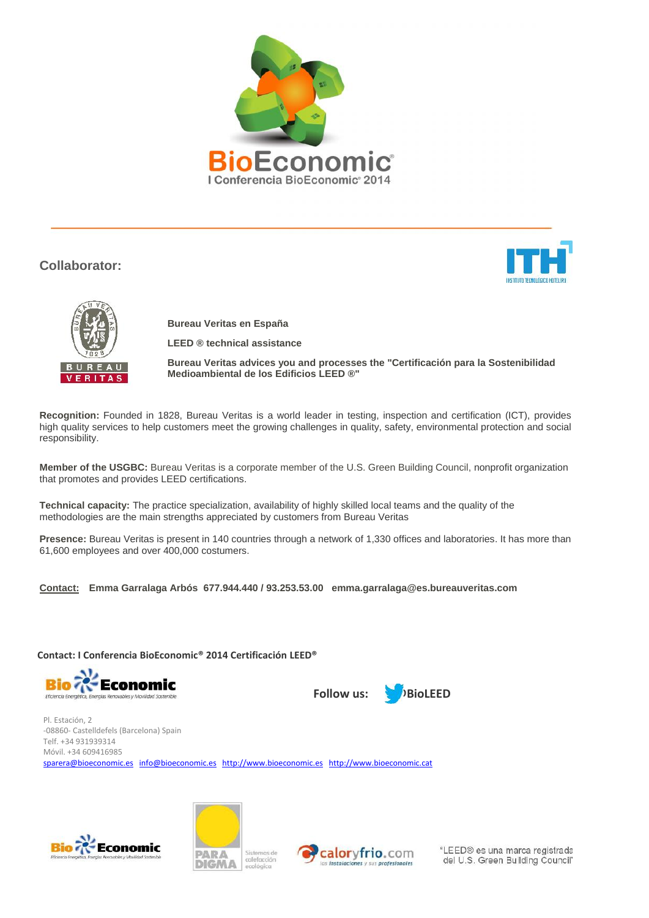BioEconomic®

I Conferencia BioEconomic® 2014

**Collaborator:**

**Bureau Veritas en España**

**LEED ® technical assistance**

**Bureau Veritas advices you and processes the "Certificación para la Sostenibilidad Medioambiental de los Edificios LEED ®"**

**Recognition:** Founded in 1828, Bureau Veritas is a world leader in testing, inspection and certification (ICT), provides high quality services to help customers meet the growing challenges in quality, safety, environmental protection and social responsibility.

**Member of the USGBC:** Bureau Veritas is a corporate member of the U.S. Green Building Council, nonprofit organization that promotes and provides LEED certifications.

**Technical capacity:** The practice specialization, availability of highly skilled local teams and the quality of the methodologies are the main strengths appreciated by customers from Bureau Veritas

**Presence:** Bureau Veritas is present in 140 countries through a network of 1,330 offices and laboratories. It has more than 61,600 employees and over 400,000 costumers.

**Contact:** **Emma Garralaga Arbós 677.944.440 / 93.253.53.00 emma.garralaga@es.bureauveritas.com**

**Contact: I Conferencia BioEconomic® 2014 Certificación LEED®**

**Follow us:** **@BioLEED**

Pl. Estación, 2
-08860- Castelldefels (Barcelona) Spain
Telf. +34 931939314
Móvil. +34 609416985
sparera@bioeconomic.es info@bioeconomic.es http://www.bioeconomic.es http://www.bioeconomic.cat

"LEED® es una marca registrada del U.S. Green Building Council"